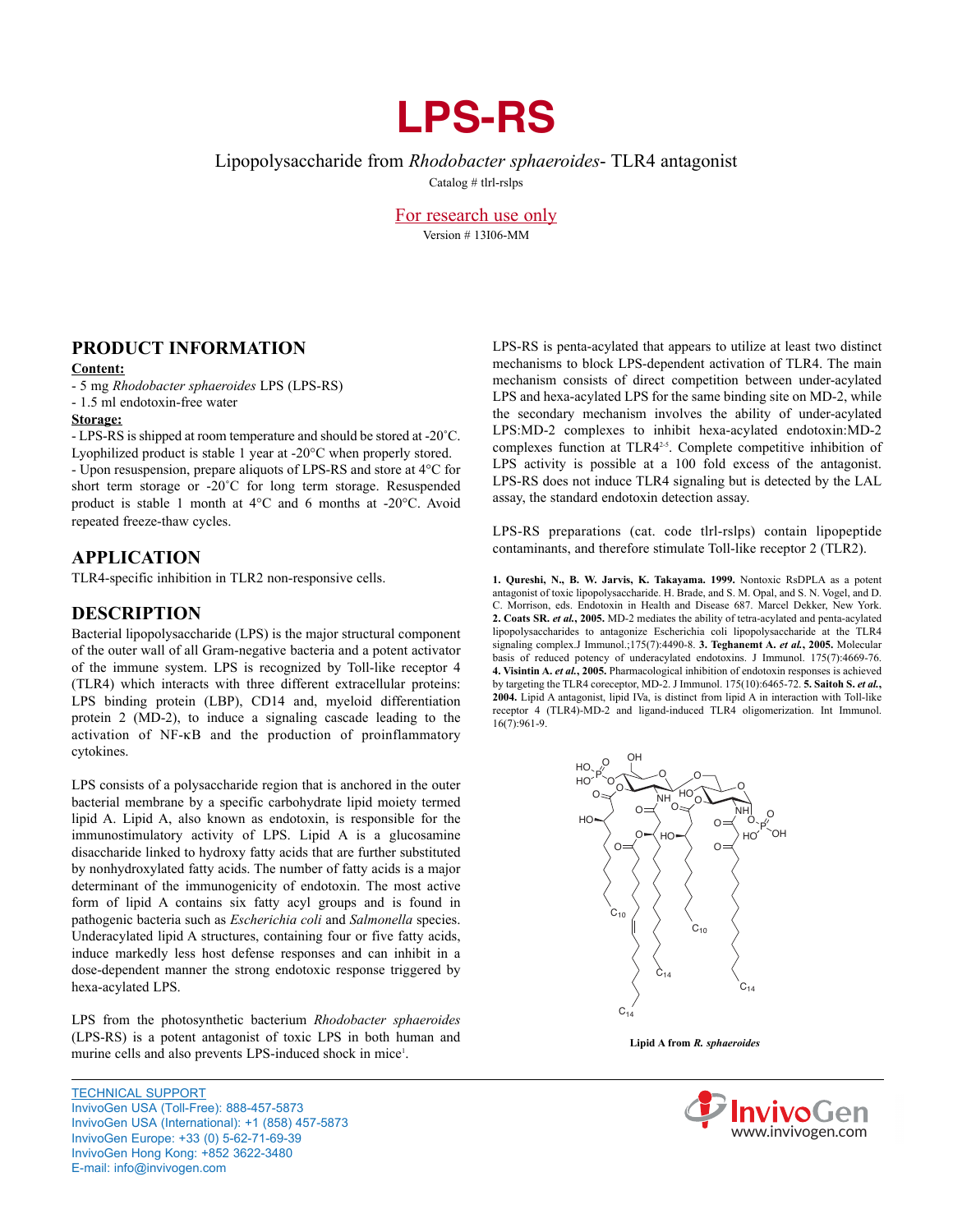# LPS-RS

Lipopolysaccharide from *Rhodobacter sphaeroides*- TLR4 antagonist

Catalog # tlrl-rslps

For research use only

Version # 13I06-MM

## PRODUCT INFORMATION

**Content:**

- 5 mg *Rhodobacter sphaeroides* LPS (LPS-RS)
- 1.5 ml endotoxin-free water

**Storage:**

- LPS-RS is shipped at room temperature and should be stored at -20˚C. Lyophilized product is stable 1 year at -20°C when properly stored.
- Upon resuspension, prepare aliquots of LPS-RS and store at 4°C for short term storage or -20˚C for long term storage. Resuspended product is stable 1 month at 4°C and 6 months at -20°C. Avoid repeated freeze-thaw cycles.

## APPLICATION

TLR4-specific inhibition in TLR2 non-responsive cells.

## DESCRIPTION

Bacterial lipopolysaccharide (LPS) is the major structural component of the outer wall of all Gram-negative bacteria and a potent activator of the immune system. LPS is recognized by Toll-like receptor 4 (TLR4) which interacts with three different extracellular proteins: LPS binding protein (LBP), CD14 and, myeloid differentiation protein 2 (MD-2), to induce a signaling cascade leading to the activation of NF-κB and the production of proinflammatory cytokines.

LPS consists of a polysaccharide region that is anchored in the outer bacterial membrane by a specific carbohydrate lipid moiety termed lipid A. Lipid A, also known as endotoxin, is responsible for the immunostimulatory activity of LPS. Lipid A is a glucosamine disaccharide linked to hydroxy fatty acids that are further substituted by nonhydroxylated fatty acids. The number of fatty acids is a major determinant of the immunogenicity of endotoxin. The most active form of lipid A contains six fatty acyl groups and is found in pathogenic bacteria such as *Escherichia coli* and *Salmonella* species. Underacylated lipid A structures, containing four or five fatty acids, induce markedly less host defense responses and can inhibit in a dose-dependent manner the strong endotoxic response triggered by hexa-acylated LPS.

LPS from the photosynthetic bacterium *Rhodobacter sphaeroides* (LPS-RS) is a potent antagonist of toxic LPS in both human and murine cells and also prevents LPS-induced shock in mice[1].

LPS-RS is penta-acylated that appears to utilize at least two distinct mechanisms to block LPS-dependent activation of TLR4. The main mechanism consists of direct competition between under-acylated LPS and hexa-acylated LPS for the same binding site on MD-2, while the secondary mechanism involves the ability of under-acylated LPS:MD-2 complexes to inhibit hexa-acylated endotoxin:MD-2 complexes function at TLR4[2-5]. Complete competitive inhibition of LPS activity is possible at a 100 fold excess of the antagonist. LPS-RS does not induce TLR4 signaling but is detected by the LAL assay, the standard endotoxin detection assay.

LPS-RS preparations (cat. code tlrl-rslps) contain lipopeptide contaminants, and therefore stimulate Toll-like receptor 2 (TLR2).

**1. Qureshi, N., B. W. Jarvis, K. Takayama. 1999.** Nontoxic RsDPLA as a potent antagonist of toxic lipopolysaccharide. H. Brade, and S. M. Opal, and S. N. Vogel, and D. C. Morrison, eds. Endotoxin in Health and Disease 687. Marcel Dekker, New York. **2. Coats SR. *et al.*, 2005.** MD-2 mediates the ability of tetra-acylated and penta-acylated lipopolysaccharides to antagonize Escherichia coli lipopolysaccharide at the TLR4 signaling complex.J Immunol.;175(7):4490-8. **3. Teghanemt A. *et al.*, 2005.** Molecular basis of reduced potency of underacylated endotoxins. J Immunol. 175(7):4669-76. **4. Visintin A. *et al.*, 2005.** Pharmacological inhibition of endotoxin responses is achieved by targeting the TLR4 coreceptor, MD-2. J Immunol. 175(10):6465-72. **5. Saitoh S. *et al.*, 2004.** Lipid A antagonist, lipid IVa, is distinct from lipid A in interaction with Toll-like receptor 4 (TLR4)-MD-2 and ligand-induced TLR4 oligomerization. Int Immunol. 16(7):961-9.

**Lipid A from *R. sphaeroides***

TECHNICAL SUPPORT
InvivoGen USA (Toll-Free): 888-457-5873
InvivoGen USA (International): +1 (858) 457-5873
InvivoGen Europe: +33 (0) 5-62-71-69-39
InvivoGen Hong Kong: +852 3622-3480
E-mail: info@invivogen.com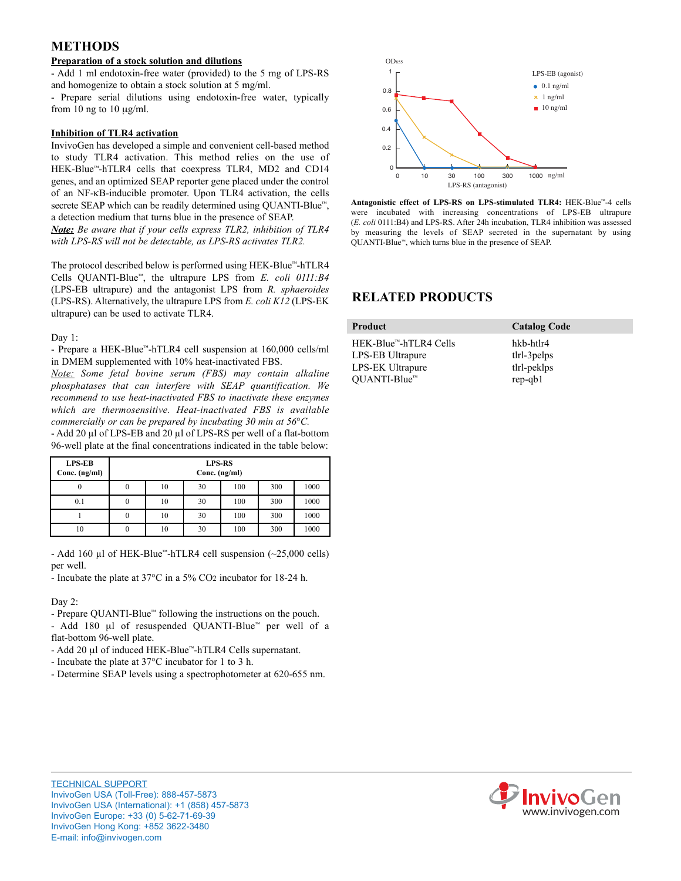## METHODS

**Preparation of a stock solution and dilutions**

- Add 1 ml endotoxin-free water (provided) to the 5 mg of LPS-RS and homogenize to obtain a stock solution at 5 mg/ml.
- Prepare serial dilutions using endotoxin-free water, typically from 10 ng to 10 µg/ml.

**Inhibition of TLR4 activation**

InvivoGen has developed a simple and convenient cell-based method to study TLR4 activation. This method relies on the use of HEK-Blue™-hTLR4 cells that coexpress TLR4, MD2 and CD14 genes, and an optimized SEAP reporter gene placed under the control of an NF-κB-inducible promoter. Upon TLR4 activation, the cells secrete SEAP which can be readily determined using QUANTI-Blue™, a detection medium that turns blue in the presence of SEAP.

***Note:*** *Be aware that if your cells express TLR2, inhibition of TLR4 with LPS-RS will not be detectable, as LPS-RS activates TLR2.*

The protocol described below is performed using HEK-Blue™-hTLR4 Cells QUANTI-Blue™, the ultrapure LPS from *E. coli 0111:B4* (LPS-EB ultrapure) and the antagonist LPS from *R. sphaeroides* (LPS-RS). Alternatively, the ultrapure LPS from *E. coli K12* (LPS-EK ultrapure) can be used to activate TLR4.

Day 1:

- Prepare a HEK-Blue™-hTLR4 cell suspension at 160,000 cells/ml in DMEM supplemented with 10% heat-inactivated FBS.

*Note: Some fetal bovine serum (FBS) may contain alkaline phosphatases that can interfere with SEAP quantification. We recommend to use heat-inactivated FBS to inactivate these enzymes which are thermosensitive. Heat-inactivated FBS is available commercially or can be prepared by incubating 30 min at 56°C.*

- Add 20 µl of LPS-EB and 20 µl of LPS-RS per well of a flat-bottom 96-well plate at the final concentrations indicated in the table below:

| LPS-EB Conc. (ng/ml) | LPS-RS Conc. (ng/ml) | | | | | |
|---|---|---|---|---|---|---|
| 0 | 0 | 10 | 30 | 100 | 300 | 1000 |
| 0.1 | 0 | 10 | 30 | 100 | 300 | 1000 |
| 1 | 0 | 10 | 30 | 100 | 300 | 1000 |
| 10 | 0 | 10 | 30 | 100 | 300 | 1000 |

- Add 160 µl of HEK-Blue™-hTLR4 cell suspension (~25,000 cells) per well.
- Incubate the plate at 37°C in a 5% $CO_2$ incubator for 18-24 h.

Day 2:

- Prepare QUANTI-Blue™ following the instructions on the pouch.
- Add 180 µl of resuspended QUANTI-Blue™ per well of a flat-bottom 96-well plate.
- Add 20 µl of induced HEK-Blue™-hTLR4 Cells supernatant.
- Incubate the plate at 37°C incubator for 1 to 3 h.
- Determine SEAP levels using a spectrophotometer at 620-655 nm.

OD655
1
0.8
0.6
0.4
0.2
0
0 10 30 100 300 1000 ng/ml
LPS-RS (antagonist)
LPS-EB (agonist)
0.1 ng/ml
1 ng/ml
10 ng/ml

**Antagonistic effect of LPS-RS on LPS-stimulated TLR4:** HEK-Blue™-4 cells were incubated with increasing concentrations of LPS-EB ultrapure (*E. coli* 0111:B4) and LPS-RS. After 24h incubation, TLR4 inhibition was assessed by measuring the levels of SEAP secreted in the supernatant by using QUANTI-Blue™, which turns blue in the presence of SEAP.

## RELATED PRODUCTS

| Product | Catalog Code |
|---|---|
| HEK-Blue™-hTLR4 Cells | hkb-htlr4 |
| LPS-EB Ultrapure | tlrl-3pelps |
| LPS-EK Ultrapure | tlrl-peklps |
| QUANTI-Blue™ | rep-qb1 |

TECHNICAL SUPPORT
InvivoGen USA (Toll-Free): 888-457-5873
InvivoGen USA (International): +1 (858) 457-5873
InvivoGen Europe: +33 (0) 5-62-71-69-39
InvivoGen Hong Kong: +852 3622-3480
E-mail: info@invivogen.com

InvivoGen
www.invivogen.com